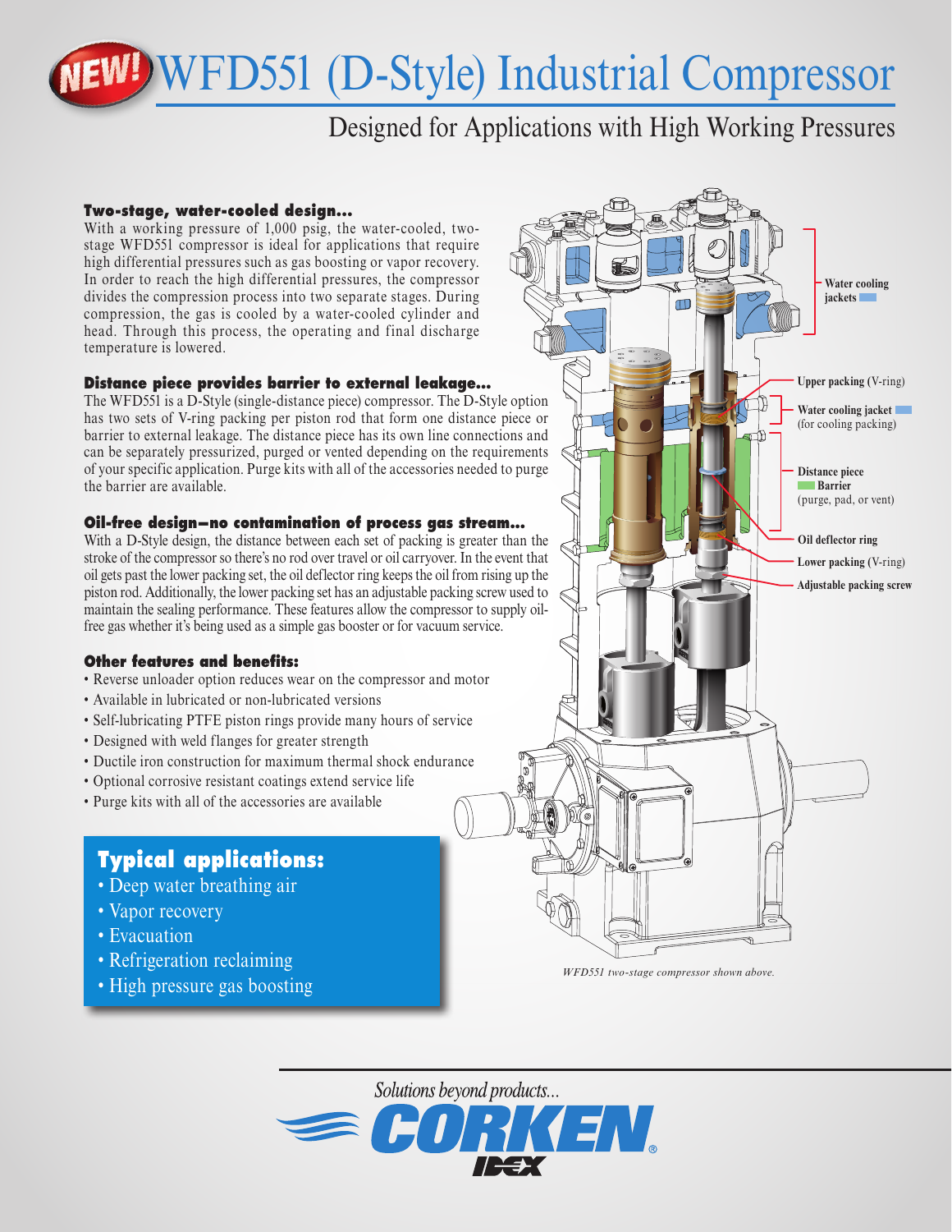# NEW! WFD551 (D-Style) Industrial Compressor

## Designed for Applications with High Working Pressures

### Two-stage, water-cooled design...

With a working pressure of 1,000 psig, the water-cooled, two-stage WFD551 compressor is ideal for applications that require high differential pressures such as gas boosting or vapor recovery. In order to reach the high differential pressures, the compressor divides the compression process into two separate stages. During compression, the gas is cooled by a water-cooled cylinder and head. Through this process, the operating and final discharge temperature is lowered.

### Distance piece provides barrier to external leakage...

The WFD551 is a D-Style (single-distance piece) compressor. The D-Style option has two sets of V-ring packing per piston rod that form one distance piece or barrier to external leakage. The distance piece has its own line connections and can be separately pressurized, purged or vented depending on the requirements of your specific application. Purge kits with all of the accessories needed to purge the barrier are available.

### Oil-free design—no contamination of process gas stream...

With a D-Style design, the distance between each set of packing is greater than the stroke of the compressor so there's no rod over travel or oil carryover. In the event that oil gets past the lower packing set, the oil deflector ring keeps the oil from rising up the piston rod. Additionally, the lower packing set has an adjustable packing screw used to maintain the sealing performance. These features allow the compressor to supply oil-free gas whether it's being used as a simple gas booster or for vacuum service.

### Other features and benefits:

- Reverse unloader option reduces wear on the compressor and motor
- Available in lubricated or non-lubricated versions
- Self-lubricating PTFE piston rings provide many hours of service
- Designed with weld flanges for greater strength
- Ductile iron construction for maximum thermal shock endurance
- Optional corrosive resistant coatings extend service life
- Purge kits with all of the accessories are available

### Typical applications:

- Deep water breathing air
- Vapor recovery
- Evacuation
- Refrigeration reclaiming
- High pressure gas boosting

**Water cooling jackets**

**Upper packing** (V-ring)

**Water cooling jacket** (for cooling packing)

**Distance piece**
**Barrier** (purge, pad, or vent)

**Oil deflector ring**

**Lower packing** (V-ring)

**Adjustable packing screw**

*WFD551 two-stage compressor shown above.*

*Solutions beyond products...*

CORKEN IDEX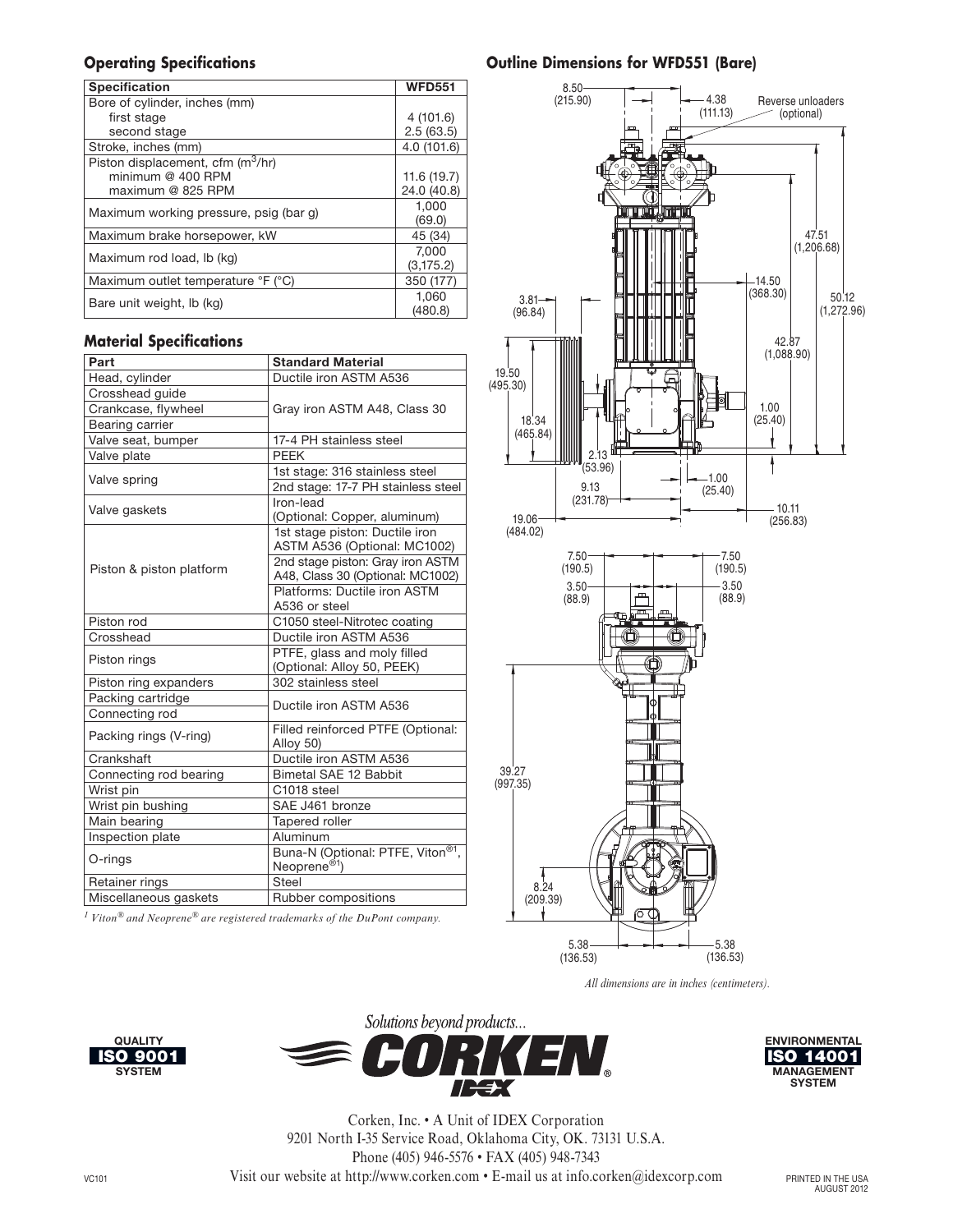## Operating Specifications

| Specification | WFD551 |
|---|---|
| Bore of cylinder, inches (mm) | |
| first stage | 4 (101.6) |
| second stage | 2.5 (63.5) |
| Stroke, inches (mm) | 4.0 (101.6) |
| Piston displacement, cfm ($m^3$/hr) | |
| minimum @ 400 RPM | 11.6 (19.7) |
| maximum @ 825 RPM | 24.0 (40.8) |
| Maximum working pressure, psig (bar g) | 1,000 (69.0) |
| Maximum brake horsepower, kW | 45 (34) |
| Maximum rod load, lb (kg) | 7,000 (3,175.2) |
| Maximum outlet temperature °F (°C) | 350 (177) |
| Bare unit weight, lb (kg) | 1,060 (480.8) |

## Material Specifications

| Part | Standard Material |
|---|---|
| Head, cylinder | Ductile iron ASTM A536 |
| Crosshead guide | Gray iron ASTM A48, Class 30 |
| Crankcase, flywheel | Gray iron ASTM A48, Class 30 |
| Bearing carrier | Gray iron ASTM A48, Class 30 |
| Valve seat, bumper | 17-4 PH stainless steel |
| Valve plate | PEEK |
| Valve spring | 1st stage: 316 stainless steel |
| | 2nd stage: 17-7 PH stainless steel |
| Valve gaskets | Iron-lead (Optional: Copper, aluminum) |
| Piston & piston platform | 1st stage piston: Ductile iron ASTM A536 (Optional: MC1002) |
| | 2nd stage piston: Gray iron ASTM A48, Class 30 (Optional: MC1002) |
| | Platforms: Ductile iron ASTM A536 or steel |
| Piston rod | C1050 steel-Nitrotec coating |
| Crosshead | Ductile iron ASTM A536 |
| Piston rings | PTFE, glass and moly filled (Optional: Alloy 50, PEEK) |
| Piston ring expanders | 302 stainless steel |
| Packing cartridge | Ductile iron ASTM A536 |
| Connecting rod | Ductile iron ASTM A536 |
| Packing rings (V-ring) | Filled reinforced PTFE (Optional: Alloy 50) |
| Crankshaft | Ductile iron ASTM A536 |
| Connecting rod bearing | Bimetal SAE 12 Babbit |
| Wrist pin | C1018 steel |
| Wrist pin bushing | SAE J461 bronze |
| Main bearing | Tapered roller |
| Inspection plate | Aluminum |
| O-rings | Buna-N (Optional: PTFE, Viton®[1], Neoprene®[1]) |
| Retainer rings | Steel |
| Miscellaneous gaskets | Rubber compositions |

*[1] Viton® and Neoprene® are registered trademarks of the DuPont company.*

## Outline Dimensions for WFD551 (Bare)

8.50 (215.90)
4.38 (111.13)
Reverse unloaders (optional)
47.51 (1,206.68)
14.50 (368.30)
50.12 (1,272.96)
3.81 (96.84)
42.87 (1,088.90)
19.50 (495.30)
18.34 (465.84)
1.00 (25.40)
2.13 (53.96)
9.13 (231.78)
1.00 (25.40)
19.06 (484.02)
10.11 (256.83)
7.50 (190.5)
7.50 (190.5)
3.50 (88.9)
3.50 (88.9)
39.27 (997.35)
8.24 (209.39)
5.38 (136.53)
5.38 (136.53)

*All dimensions are in inches (centimeters).*

QUALITY ISO 9001 SYSTEM

*Solutions beyond products...*

CORKEN® IDEX

ENVIRONMENTAL ISO 14001 MANAGEMENT SYSTEM

Corken, Inc. • A Unit of IDEX Corporation
9201 North I-35 Service Road, Oklahoma City, OK. 73131 U.S.A.
Phone (405) 946-5576 • FAX (405) 948-7343
Visit our website at http://www.corken.com • E-mail us at info.corken@idexcorp.com

VC101

PRINTED IN THE USA
AUGUST 2012